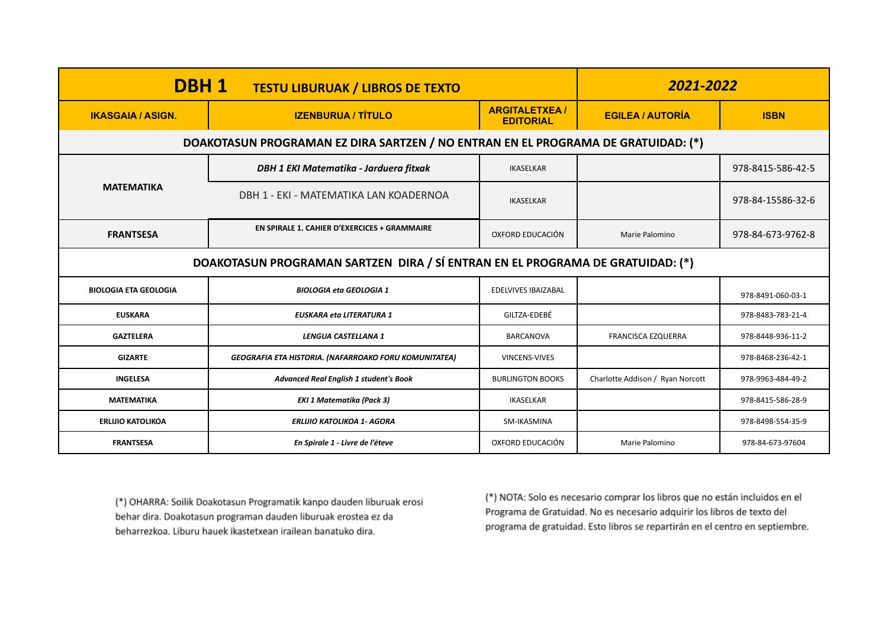| DBH 1 TESTU LIBURUAK / LIBROS DE TEXTO | | | 2021-2022 | |
|---|---|---|---|---|
| **IKASGAIA / ASIGN.** | **IZENBURUA / TÍTULO** | **ARGITALETXEA / EDITORIAL** | **EGILEA / AUTORÍA** | **ISBN** |
| **DOAKOTASUN PROGRAMAN EZ DIRA SARTZEN / NO ENTRAN EN EL PROGRAMA DE GRATUIDAD: (*)** | | | | |
| **MATEMATIKA** | ***DBH 1 EKI Matematika - Jarduera fitxak*** | IKASELKAR | | 978-8415-586-42-5 |
| | DBH 1 - EKI - MATEMATIKA LAN KOADERNOA | IKASELKAR | | 978-84-15586-32-6 |
| **FRANTSESA** | **EN SPIRALE 1. CAHIER D'EXERCICES + GRAMMAIRE** | OXFORD EDUCACIÓN | Marie Palomino | 978-84-673-9762-8 |
| **DOAKOTASUN PROGRAMAN SARTZEN DIRA / SÍ ENTRAN EN EL PROGRAMA DE GRATUIDAD: (*)** | | | | |
| **BIOLOGIA ETA GEOLOGIA** | ***BIOLOGIA eta GEOLOGIA 1*** | EDELVIVES IBAIZABAL | | 978-8491-060-03-1 |
| **EUSKARA** | ***EUSKARA eta LITERATURA 1*** | GILTZA-EDEBÉ | | 978-8483-783-21-4 |
| **GAZTELERA** | ***LENGUA CASTELLANA 1*** | BARCANOVA | FRANCISCA EZQUERRA | 978-8448-936-11-2 |
| **GIZARTE** | ***GEOGRAFIA ETA HISTORIA. (NAFARROAKO FORU KOMUNITATEA)*** | VINCENS-VIVES | | 978-8468-236-42-1 |
| **INGELESA** | ***Advanced Real English 1 student's Book*** | BURLINGTON BOOKS | Charlotte Addison / Ryan Norcott | 978-9963-484-49-2 |
| **MATEMATIKA** | ***EKI 1 Matematika (Pack 3)*** | IKASELKAR | | 978-8415-586-28-9 |
| **ERLIJIO KATOLIKOA** | ***ERLIJIO KATOLIKOA 1- AGORA*** | SM-IKASMINA | | 978-8498-554-35-9 |
| **FRANTSESA** | ***En Spirale 1 - Livre de l'éteve*** | OXFORD EDUCACIÓN | Marie Palomino | 978-84-673-97604 |

(*) OHARRA: Soilik Doakotasun Programatik kanpo dauden liburuak erosi behar dira. Doakotasun programan dauden liburuak erostea ez da beharrezkoa. Liburu hauek ikastetxean irailean banatuko dira.

(*) NOTA: Solo es necesario comprar los libros que no están incluidos en el Programa de Gratuidad. No es necesario adquirir los libros de texto del programa de gratuidad. Esto libros se repartirán en el centro en septiembre.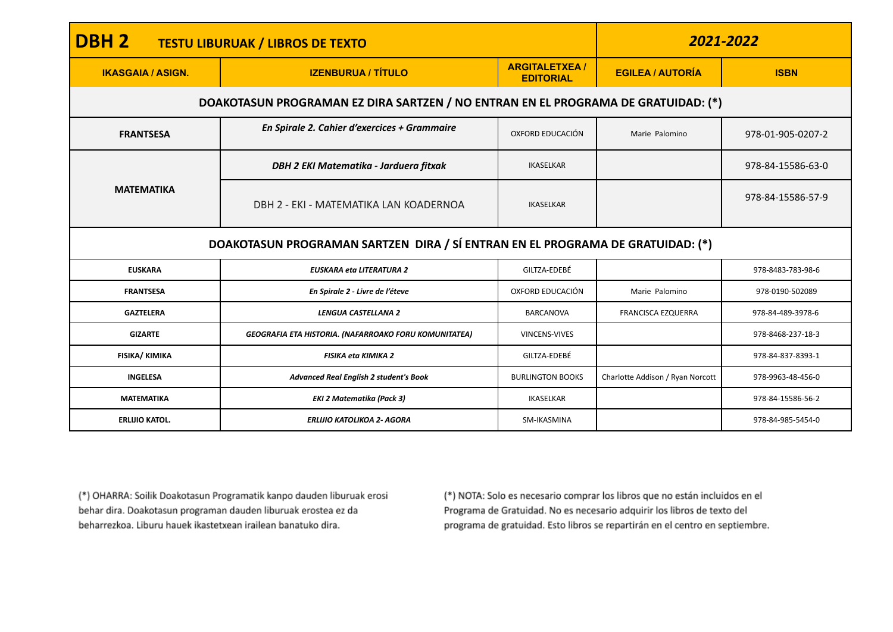| **DBH 2** **TESTU LIBURUAK / LIBROS DE TEXTO** | | | ***2021-2022*** | |
|---|---|---|---|---|
| **IKASGAIA / ASIGN.** | **IZENBURUA / TÍTULO** | **ARGITALETXEA / EDITORIAL** | **EGILEA / AUTORÍA** | **ISBN** |
| **DOAKOTASUN PROGRAMAN EZ DIRA SARTZEN / NO ENTRAN EN EL PROGRAMA DE GRATUIDAD: (*)** | | | | |
| **FRANTSESA** | ***En Spirale 2. Cahier d'exercices + Grammaire*** | OXFORD EDUCACIÓN | Marie Palomino | 978-01-905-0207-2 |
| **MATEMATIKA** | ***DBH 2 EKI Matematika - Jarduera fitxak*** | IKASELKAR | | 978-84-15586-63-0 |
| | DBH 2 - EKI - MATEMATIKA LAN KOADERNOA | IKASELKAR | | 978-84-15586-57-9 |
| **DOAKOTASUN PROGRAMAN SARTZEN DIRA / SÍ ENTRAN EN EL PROGRAMA DE GRATUIDAD: (*)** | | | | |
| **EUSKARA** | ***EUSKARA eta LITERATURA 2*** | GILTZA-EDEBÉ | | 978-8483-783-98-6 |
| **FRANTSESA** | ***En Spirale 2 - Livre de l'éteve*** | OXFORD EDUCACIÓN | Marie Palomino | 978-0190-502089 |
| **GAZTELERA** | ***LENGUA CASTELLANA 2*** | BARCANOVA | FRANCISCA EZQUERRA | 978-84-489-3978-6 |
| **GIZARTE** | ***GEOGRAFIA ETA HISTORIA. (NAFARROAKO FORU KOMUNITATEA)*** | VINCENS-VIVES | | 978-8468-237-18-3 |
| **FISIKA/ KIMIKA** | ***FISIKA eta KIMIKA 2*** | GILTZA-EDEBÉ | | 978-84-837-8393-1 |
| **INGELESA** | ***Advanced Real English 2 student's Book*** | BURLINGTON BOOKS | Charlotte Addison / Ryan Norcott | 978-9963-48-456-0 |
| **MATEMATIKA** | ***EKI 2 Matematika (Pack 3)*** | IKASELKAR | | 978-84-15586-56-2 |
| **ERLIJIO KATOL.** | ***ERLIJIO KATOLIKOA 2- AGORA*** | SM-IKASMINA | | 978-84-985-5454-0 |

(*) OHARRA: Soilik Doakotasun Programatik kanpo dauden liburuak erosi behar dira. Doakotasun programan dauden liburuak erostea ez da beharrezkoa. Liburu hauek ikastetxean irailean banatuko dira.

(*) NOTA: Solo es necesario comprar los libros que no están incluidos en el Programa de Gratuidad. No es necesario adquirir los libros de texto del programa de gratuidad. Esto libros se repartirán en el centro en septiembre.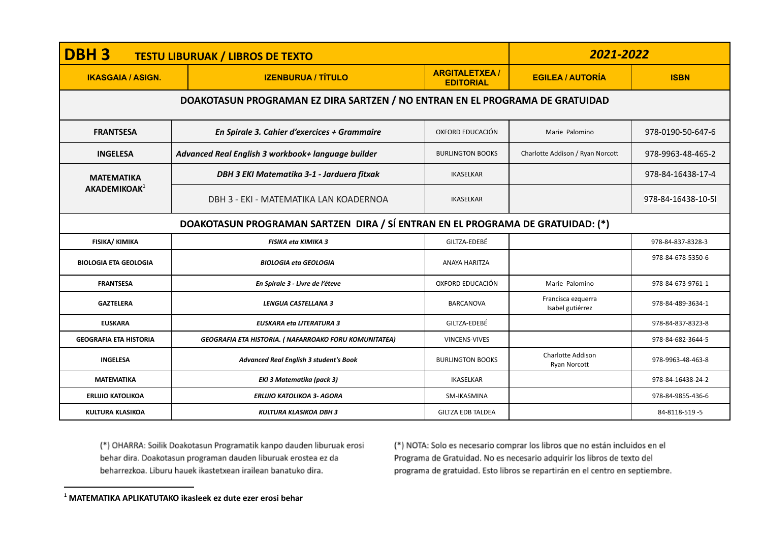| **DBH 3** **TESTU LIBURUAK / LIBROS DE TEXTO** | | | **2021-2022** | |
|---|---|---|---|---|
| **IKASGAIA / ASIGN.** | **IZENBURUA / TÍTULO** | **ARGITALETXEA / EDITORIAL** | **EGILEA / AUTORÍA** | **ISBN** |
| **DOAKOTASUN PROGRAMAN EZ DIRA SARTZEN / NO ENTRAN EN EL PROGRAMA DE GRATUIDAD** | | | | |
| **FRANTSESA** | ***En Spirale 3. Cahier d'exercices + Grammaire*** | OXFORD EDUCACIÓN | Marie Palomino | 978-0190-50-647-6 |
| **INGELESA** | ***Advanced Real English 3 workbook+ language builder*** | BURLINGTON BOOKS | Charlotte Addison / Ryan Norcott | 978-9963-48-465-2 |
| **MATEMATIKA AKADEMIKOAK**[1] | ***DBH 3 EKI Matematika 3-1 - Jarduera fitxak*** | IKASELKAR | | 978-84-16438-17-4 |
| | DBH 3 - EKI - MATEMATIKA LAN KOADERNOA | IKASELKAR | | 978-84-16438-10-5l |
| **DOAKOTASUN PROGRAMAN SARTZEN DIRA / SÍ ENTRAN EN EL PROGRAMA DE GRATUIDAD: (*)** | | | | |
| **FISIKA/ KIMIKA** | ***FISIKA eta KIMIKA 3*** | GILTZA-EDEBÉ | | 978-84-837-8328-3 |
| **BIOLOGIA ETA GEOLOGIA** | ***BIOLOGIA eta GEOLOGIA*** | ANAYA HARITZA | | 978-84-678-5350-6 |
| **FRANTSESA** | ***En Spirale 3 - Livre de l'éteve*** | OXFORD EDUCACIÓN | Marie Palomino | 978-84-673-9761-1 |
| **GAZTELERA** | ***LENGUA CASTELLANA 3*** | BARCANOVA | Francisca ezquerra Isabel gutiérrez | 978-84-489-3634-1 |
| **EUSKARA** | ***EUSKARA eta LITERATURA 3*** | GILTZA-EDEBÉ | | 978-84-837-8323-8 |
| **GEOGRAFIA ETA HISTORIA** | ***GEOGRAFIA ETA HISTORIA. ( NAFARROAKO FORU KOMUNITATEA)*** | VINCENS-VIVES | | 978-84-682-3644-5 |
| **INGELESA** | ***Advanced Real English 3 student's Book*** | BURLINGTON BOOKS | Charlotte Addison Ryan Norcott | 978-9963-48-463-8 |
| **MATEMATIKA** | ***EKI 3 Matematika (pack 3)*** | IKASELKAR | | 978-84-16438-24-2 |
| **ERLIJIO KATOLIKOA** | ***ERLIJIO KATOLIKOA 3- AGORA*** | SM-IKASMINA | | 978-84-9855-436-6 |
| **KULTURA KLASIKOA** | ***KULTURA KLASIKOA DBH 3*** | GILTZA EDB TALDEA | | 84-8118-519 -5 |

(*) OHARRA: Soilik Doakotasun Programatik kanpo dauden liburuak erosi behar dira. Doakotasun programan dauden liburuak erostea ez da beharrezkoa. Liburu hauek ikastetxean irailean banatuko dira.

(*) NOTA: Solo es necesario comprar los libros que no están incluidos en el Programa de Gratuidad. No es necesario adquirir los libros de texto del programa de gratuidad. Esto libros se repartirán en el centro en septiembre.

[1] **MATEMATIKA APLIKATUTAKO ikasleek ez dute ezer erosi behar**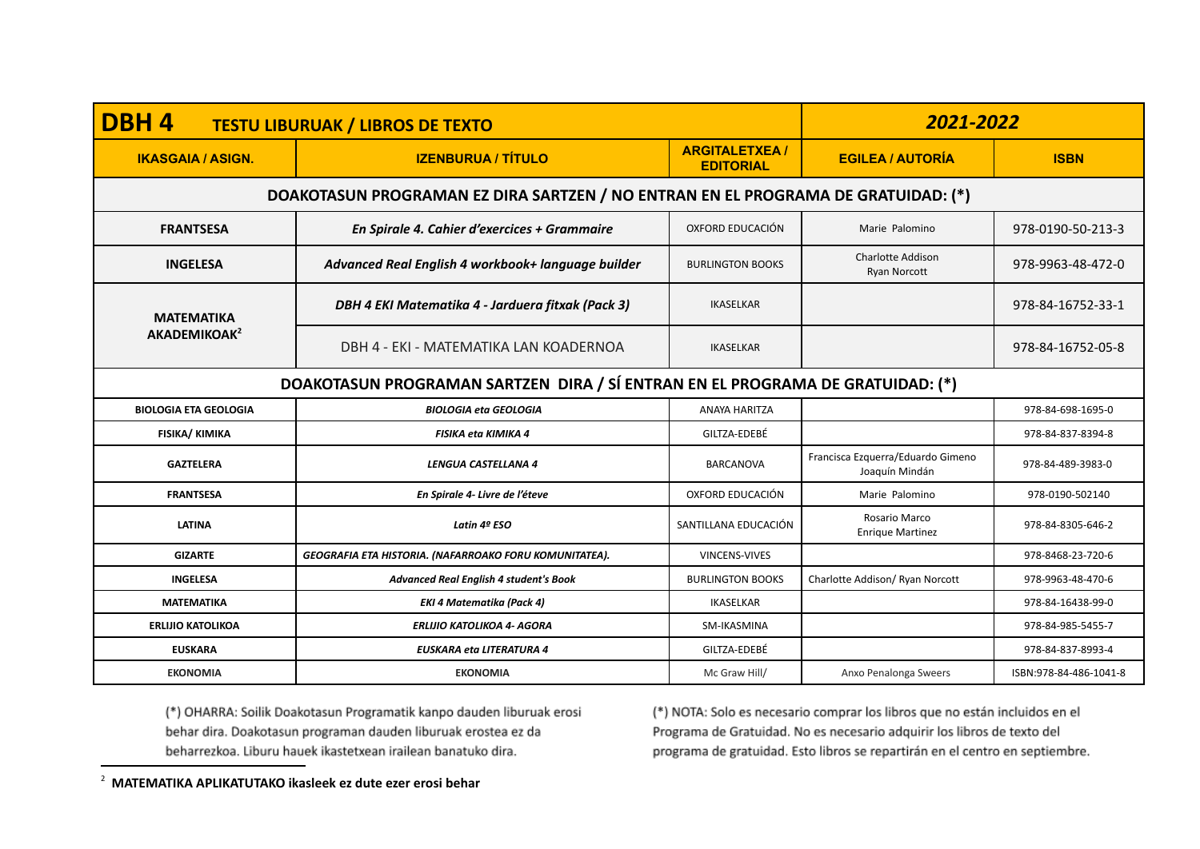| **DBH 4** TESTU LIBURUAK / LIBROS DE TEXTO | | | *2021-2022* | |
|---|---|---|---|---|
| **IKASGAIA / ASIGN.** | **IZENBURUA / TÍTULO** | **ARGITALETXEA / EDITORIAL** | **EGILEA / AUTORÍA** | **ISBN** |
| **DOAKOTASUN PROGRAMAN EZ DIRA SARTZEN / NO ENTRAN EN EL PROGRAMA DE GRATUIDAD: (*)** | | | | |
| **FRANTSESA** | ***En Spirale 4. Cahier d'exercices + Grammaire*** | OXFORD EDUCACIÓN | Marie Palomino | 978-0190-50-213-3 |
| **INGELESA** | ***Advanced Real English 4 workbook+ language builder*** | BURLINGTON BOOKS | Charlotte Addison<br>Ryan Norcott | 978-9963-48-472-0 |
| **MATEMATIKA AKADEMIKOAK**[2] | ***DBH 4 EKI Matematika 4 - Jarduera fitxak (Pack 3)*** | IKASELKAR | | 978-84-16752-33-1 |
| | DBH 4 - EKI - MATEMATIKA LAN KOADERNOA | IKASELKAR | | 978-84-16752-05-8 |
| **DOAKOTASUN PROGRAMAN SARTZEN DIRA / SÍ ENTRAN EN EL PROGRAMA DE GRATUIDAD: (*)** | | | | |
| **BIOLOGIA ETA GEOLOGIA** | ***BIOLOGIA eta GEOLOGIA*** | ANAYA HARITZA | | 978-84-698-1695-0 |
| **FISIKA/ KIMIKA** | ***FISIKA eta KIMIKA 4*** | GILTZA-EDEBÉ | | 978-84-837-8394-8 |
| **GAZTELERA** | ***LENGUA CASTELLANA 4*** | BARCANOVA | Francisca Ezquerra/Eduardo Gimeno<br>Joaquín Mindán | 978-84-489-3983-0 |
| **FRANTSESA** | ***En Spirale 4- Livre de l'éteve*** | OXFORD EDUCACIÓN | Marie Palomino | 978-0190-502140 |
| **LATINA** | ***Latin 4º ESO*** | SANTILLANA EDUCACIÓN | Rosario Marco<br>Enrique Martinez | 978-84-8305-646-2 |
| **GIZARTE** | ***GEOGRAFIA ETA HISTORIA. (NAFARROAKO FORU KOMUNITATEA).*** | VINCENS-VIVES | | 978-8468-23-720-6 |
| **INGELESA** | ***Advanced Real English 4 student's Book*** | BURLINGTON BOOKS | Charlotte Addison/ Ryan Norcott | 978-9963-48-470-6 |
| **MATEMATIKA** | ***EKI 4 Matematika (Pack 4)*** | IKASELKAR | | 978-84-16438-99-0 |
| **ERLIJIO KATOLIKOA** | ***ERLIJIO KATOLIKOA 4- AGORA*** | SM-IKASMINA | | 978-84-985-5455-7 |
| **EUSKARA** | ***EUSKARA eta LITERATURA 4*** | GILTZA-EDEBÉ | | 978-84-837-8993-4 |
| **EKONOMIA** | **EKONOMIA** | Mc Graw Hill/ | Anxo Penalonga Sweers | ISBN:978-84-486-1041-8 |

(*) OHARRA: Soilik Doakotasun Programatik kanpo dauden liburuak erosi behar dira. Doakotasun programan dauden liburuak erostea ez da beharrezkoa. Liburu hauek ikastetxean irailean banatuko dira.

(*) NOTA: Solo es necesario comprar los libros que no están incluidos en el Programa de Gratuidad. No es necesario adquirir los libros de texto del programa de gratuidad. Esto libros se repartirán en el centro en septiembre.

---

[2] **MATEMATIKA APLIKATUTAKO ikasleek ez dute ezer erosi behar**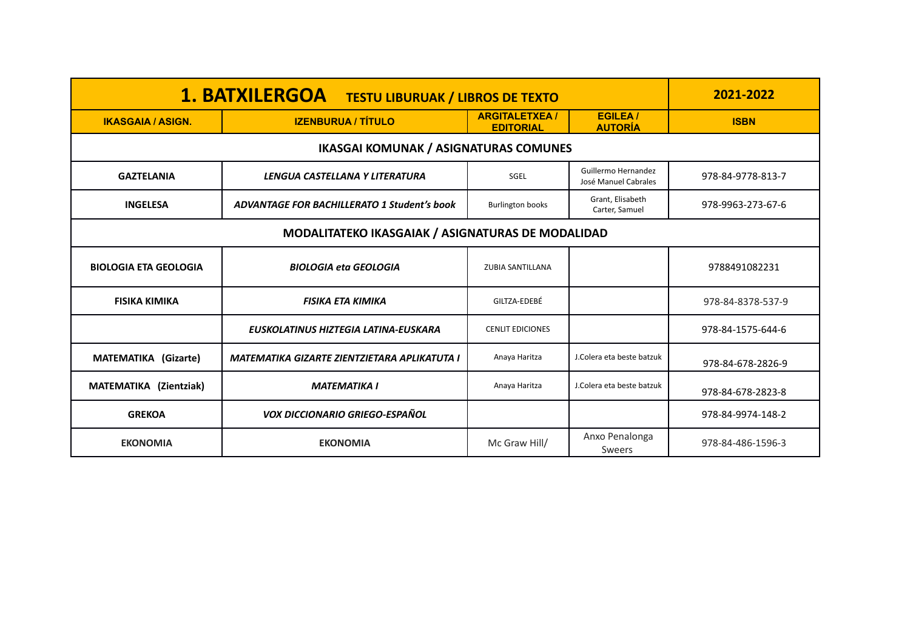| **1. BATXILERGOA** TESTU LIBURUAK / LIBROS DE TEXTO | | | | **2021-2022** |
|---|---|---|---|---|
| **IKASGAIA / ASIGN.** | **IZENBURUA / TÍTULO** | **ARGITALETXEA / EDITORIAL** | **EGILEA / AUTORÍA** | **ISBN** |
| **IKASGAI KOMUNAK / ASIGNATURAS COMUNES** | | | | |
| **GAZTELANIA** | ***LENGUA CASTELLANA Y LITERATURA*** | SGEL | Guillermo Hernandez José Manuel Cabrales | 978-84-9778-813-7 |
| **INGELESA** | ***ADVANTAGE FOR BACHILLERATO 1 Student's book*** | Burlington books | Grant, Elisabeth Carter, Samuel | 978-9963-273-67-6 |
| **MODALITATEKO IKASGAIAK / ASIGNATURAS DE MODALIDAD** | | | | |
| **BIOLOGIA ETA GEOLOGIA** | ***BIOLOGIA eta GEOLOGIA*** | ZUBIA SANTILLANA | | 9788491082231 |
| **FISIKA KIMIKA** | ***FISIKA ETA KIMIKA*** | GILTZA-EDEBÉ | | 978-84-8378-537-9 |
| | ***EUSKOLATINUS HIZTEGIA LATINA-EUSKARA*** | CENLIT EDICIONES | | 978-84-1575-644-6 |
| **MATEMATIKA (Gizarte)** | ***MATEMATIKA GIZARTE ZIENTZIETARA APLIKATUTA I*** | Anaya Haritza | J.Colera eta beste batzuk | 978-84-678-2826-9 |
| **MATEMATIKA (Zientziak)** | ***MATEMATIKA I*** | Anaya Haritza | J.Colera eta beste batzuk | 978-84-678-2823-8 |
| **GREKOA** | ***VOX DICCIONARIO GRIEGO-ESPAÑOL*** | | | 978-84-9974-148-2 |
| **EKONOMIA** | **EKONOMIA** | Mc Graw Hill/ | Anxo Penalonga Sweers | 978-84-486-1596-3 |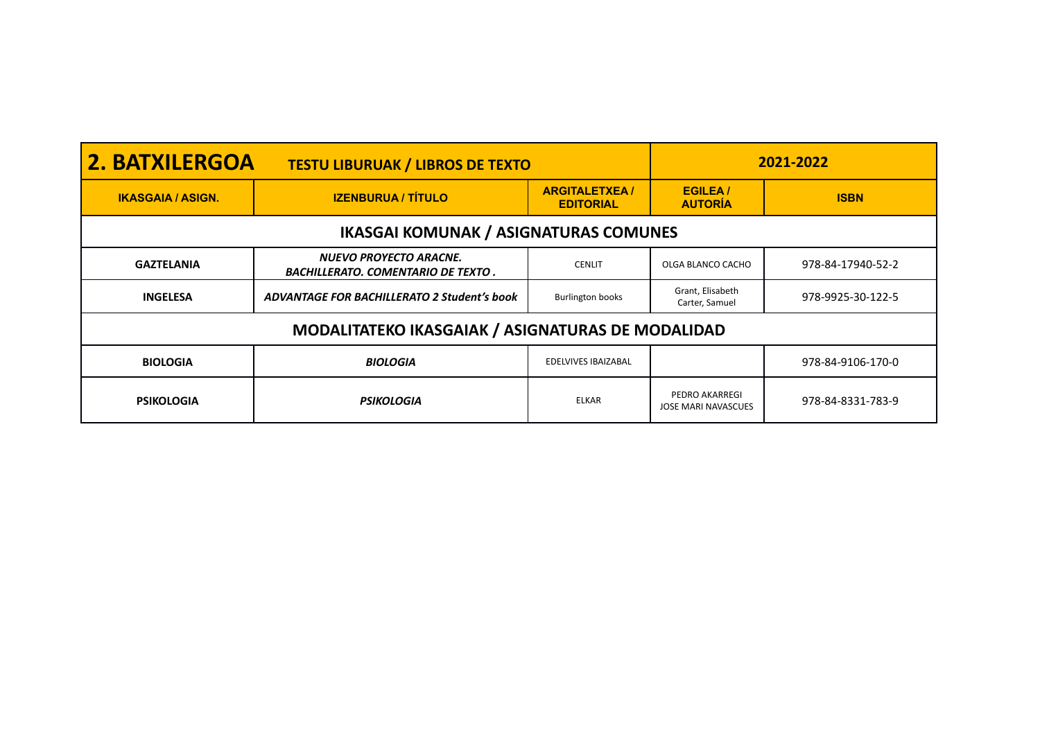| **2. BATXILERGOA** | **TESTU LIBURUAK / LIBROS DE TEXTO** | | **2021-2022** | |
|---|---|---|---|---|
| **IKASGAIA / ASIGN.** | **IZENBURUA / TÍTULO** | **ARGITALETXEA / EDITORIAL** | **EGILEA / AUTORÍA** | **ISBN** |
| **IKASGAI KOMUNAK / ASIGNATURAS COMUNES** | | | | |
| **GAZTELANIA** | ***NUEVO PROYECTO ARACNE. BACHILLERATO. COMENTARIO DE TEXTO .*** | CENLIT | OLGA BLANCO CACHO | 978-84-17940-52-2 |
| **INGELESA** | ***ADVANTAGE FOR BACHILLERATO 2 Student's book*** | Burlington books | Grant, Elisabeth Carter, Samuel | 978-9925-30-122-5 |
| **MODALITATEKO IKASGAIAK / ASIGNATURAS DE MODALIDAD** | | | | |
| **BIOLOGIA** | ***BIOLOGIA*** | EDELVIVES IBAIZABAL | | 978-84-9106-170-0 |
| **PSIKOLOGIA** | ***PSIKOLOGIA*** | ELKAR | PEDRO AKARREGI JOSE MARI NAVASCUES | 978-84-8331-783-9 |